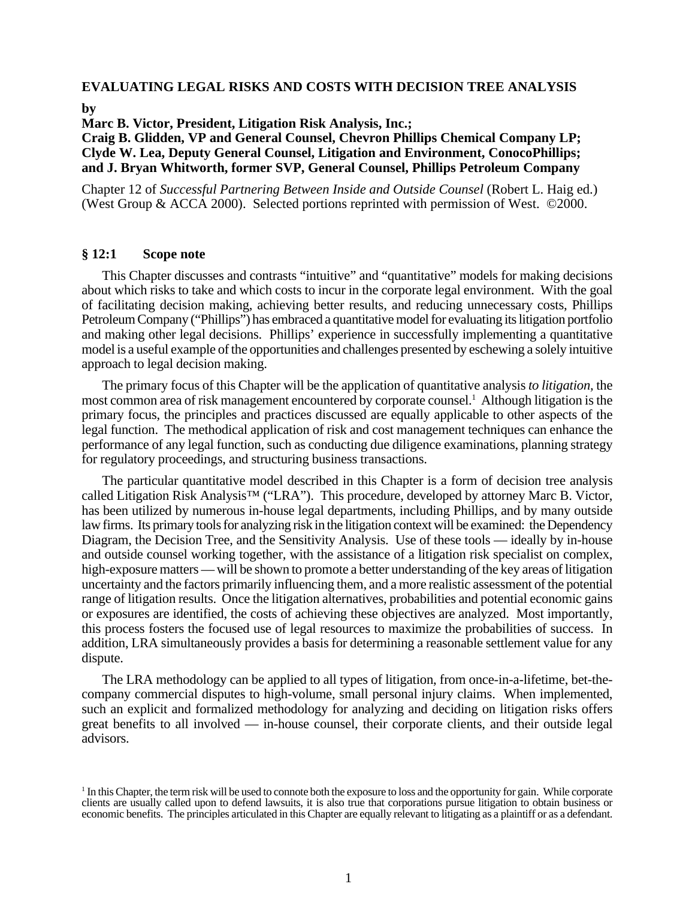**EVALUATING LEGAL RISKS AND COSTS WITH DECISION TREE ANALYSIS**

**by**
**Marc B. Victor, President, Litigation Risk Analysis, Inc.;**
**Craig B. Glidden, VP and General Counsel, Chevron Phillips Chemical Company LP;**
**Clyde W. Lea, Deputy General Counsel, Litigation and Environment, ConocoPhillips;**
**and J. Bryan Whitworth, former SVP, General Counsel, Phillips Petroleum Company**

Chapter 12 of *Successful Partnering Between Inside and Outside Counsel* (Robert L. Haig ed.) (West Group & ACCA 2000). Selected portions reprinted with permission of West. ©2000.

## § 12:1 Scope note

This Chapter discusses and contrasts "intuitive" and "quantitative" models for making decisions about which risks to take and which costs to incur in the corporate legal environment. With the goal of facilitating decision making, achieving better results, and reducing unnecessary costs, Phillips Petroleum Company ("Phillips") has embraced a quantitative model for evaluating its litigation portfolio and making other legal decisions. Phillips' experience in successfully implementing a quantitative model is a useful example of the opportunities and challenges presented by eschewing a solely intuitive approach to legal decision making.

The primary focus of this Chapter will be the application of quantitative analysis *to litigation,* the most common area of risk management encountered by corporate counsel.[1] Although litigation is the primary focus, the principles and practices discussed are equally applicable to other aspects of the legal function. The methodical application of risk and cost management techniques can enhance the performance of any legal function, such as conducting due diligence examinations, planning strategy for regulatory proceedings, and structuring business transactions.

The particular quantitative model described in this Chapter is a form of decision tree analysis called Litigation Risk Analysis™ ("LRA"). This procedure, developed by attorney Marc B. Victor, has been utilized by numerous in-house legal departments, including Phillips, and by many outside law firms. Its primary tools for analyzing risk in the litigation context will be examined: the Dependency Diagram, the Decision Tree, and the Sensitivity Analysis. Use of these tools — ideally by in-house and outside counsel working together, with the assistance of a litigation risk specialist on complex, high-exposure matters — will be shown to promote a better understanding of the key areas of litigation uncertainty and the factors primarily influencing them, and a more realistic assessment of the potential range of litigation results. Once the litigation alternatives, probabilities and potential economic gains or exposures are identified, the costs of achieving these objectives are analyzed. Most importantly, this process fosters the focused use of legal resources to maximize the probabilities of success. In addition, LRA simultaneously provides a basis for determining a reasonable settlement value for any dispute.

The LRA methodology can be applied to all types of litigation, from once-in-a-lifetime, bet-the-company commercial disputes to high-volume, small personal injury claims. When implemented, such an explicit and formalized methodology for analyzing and deciding on litigation risks offers great benefits to all involved — in-house counsel, their corporate clients, and their outside legal advisors.

[1] In this Chapter, the term risk will be used to connote both the exposure to loss and the opportunity for gain. While corporate clients are usually called upon to defend lawsuits, it is also true that corporations pursue litigation to obtain business or economic benefits. The principles articulated in this Chapter are equally relevant to litigating as a plaintiff or as a defendant.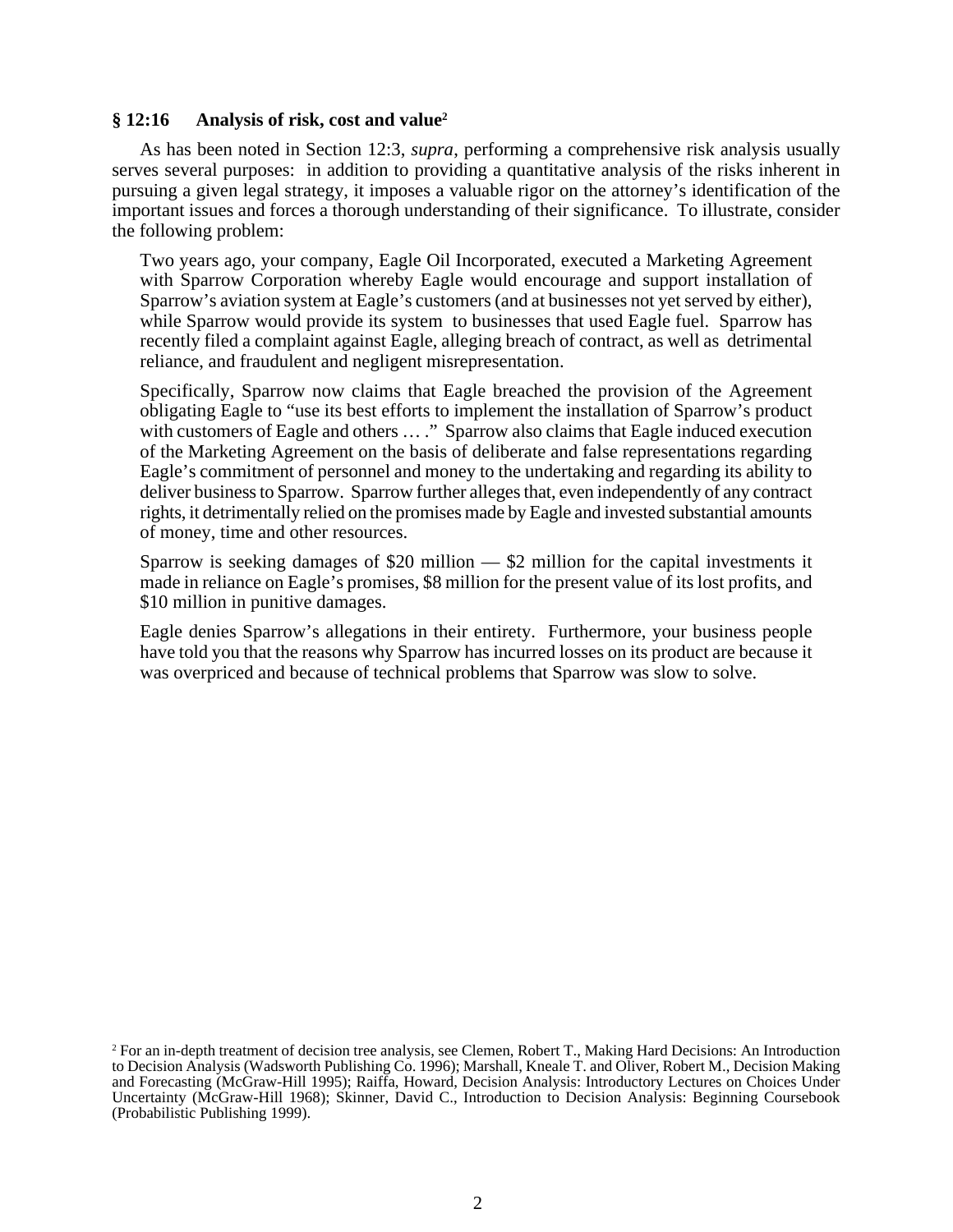### § 12:16 Analysis of risk, cost and value[2]

As has been noted in Section 12:3, *supra*, performing a comprehensive risk analysis usually serves several purposes: in addition to providing a quantitative analysis of the risks inherent in pursuing a given legal strategy, it imposes a valuable rigor on the attorney's identification of the important issues and forces a thorough understanding of their significance. To illustrate, consider the following problem:

> Two years ago, your company, Eagle Oil Incorporated, executed a Marketing Agreement with Sparrow Corporation whereby Eagle would encourage and support installation of Sparrow's aviation system at Eagle's customers (and at businesses not yet served by either), while Sparrow would provide its system to businesses that used Eagle fuel. Sparrow has recently filed a complaint against Eagle, alleging breach of contract, as well as detrimental reliance, and fraudulent and negligent misrepresentation.
>
> Specifically, Sparrow now claims that Eagle breached the provision of the Agreement obligating Eagle to "use its best efforts to implement the installation of Sparrow's product with customers of Eagle and others … ." Sparrow also claims that Eagle induced execution of the Marketing Agreement on the basis of deliberate and false representations regarding Eagle's commitment of personnel and money to the undertaking and regarding its ability to deliver business to Sparrow. Sparrow further alleges that, even independently of any contract rights, it detrimentally relied on the promises made by Eagle and invested substantial amounts of money, time and other resources.
>
> Sparrow is seeking damages of $20 million — $2 million for the capital investments it made in reliance on Eagle's promises, $8 million for the present value of its lost profits, and $10 million in punitive damages.
>
> Eagle denies Sparrow's allegations in their entirety. Furthermore, your business people have told you that the reasons why Sparrow has incurred losses on its product are because it was overpriced and because of technical problems that Sparrow was slow to solve.

[2] For an in-depth treatment of decision tree analysis, see Clemen, Robert T., Making Hard Decisions: An Introduction to Decision Analysis (Wadsworth Publishing Co. 1996); Marshall, Kneale T. and Oliver, Robert M., Decision Making and Forecasting (McGraw-Hill 1995); Raiffa, Howard, Decision Analysis: Introductory Lectures on Choices Under Uncertainty (McGraw-Hill 1968); Skinner, David C., Introduction to Decision Analysis: Beginning Coursebook (Probabilistic Publishing 1999).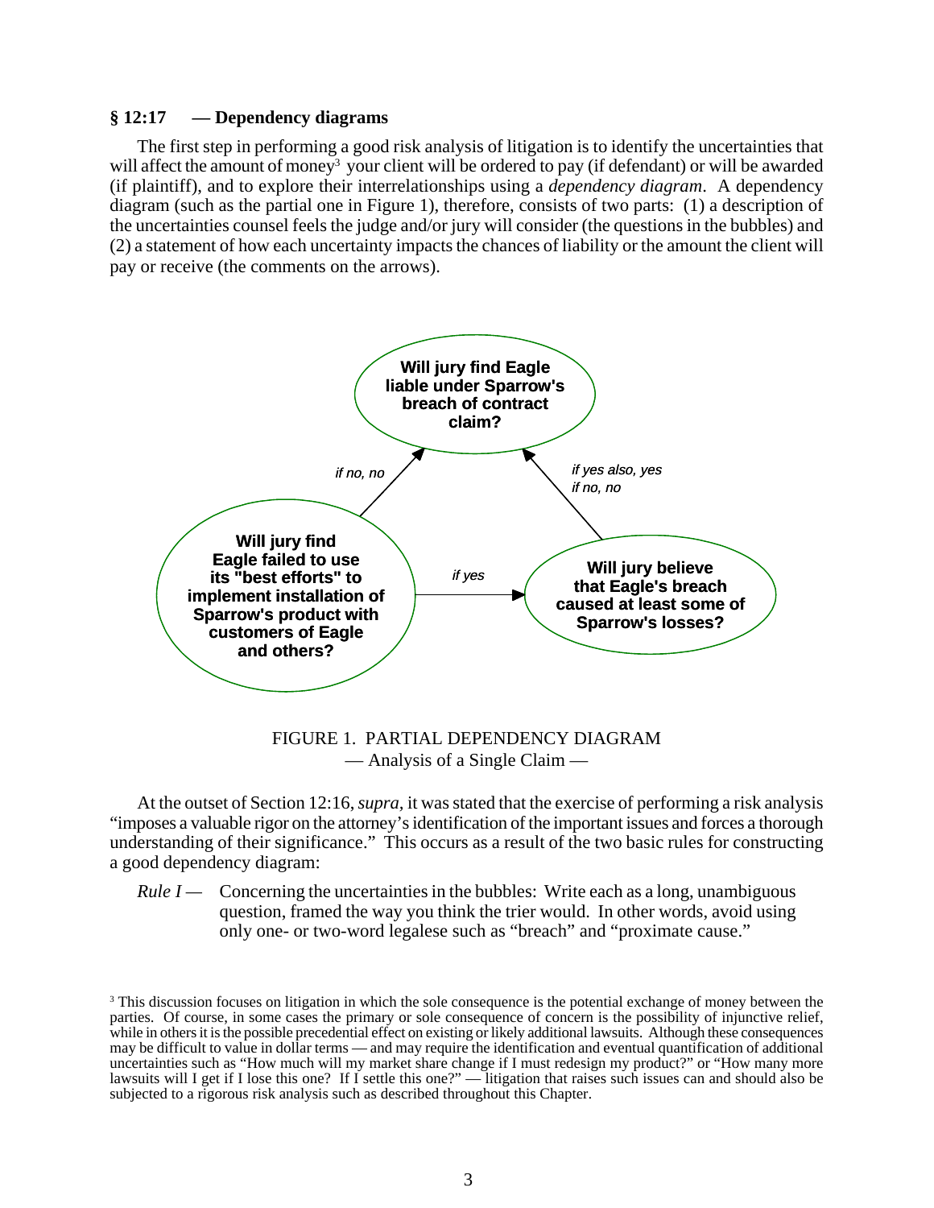### § 12:17 — Dependency diagrams

The first step in performing a good risk analysis of litigation is to identify the uncertainties that will affect the amount of money[3] your client will be ordered to pay (if defendant) or will be awarded (if plaintiff), and to explore their interrelationships using a *dependency diagram*. A dependency diagram (such as the partial one in Figure 1), therefore, consists of two parts: (1) a description of the uncertainties counsel feels the judge and/or jury will consider (the questions in the bubbles) and (2) a statement of how each uncertainty impacts the chances of liability or the amount the client will pay or receive (the comments on the arrows).

**Will jury find Eagle liable under Sparrow's breach of contract claim?**

*if no, no*

*if yes also, yes*
*if no, no*

**Will jury find Eagle failed to use its "best efforts" to implement installation of Sparrow's product with customers of Eagle and others?**

*if yes*

**Will jury believe that Eagle's breach caused at least some of Sparrow's losses?**

FIGURE 1. PARTIAL DEPENDENCY DIAGRAM
— Analysis of a Single Claim —

At the outset of Section 12:16, *supra*, it was stated that the exercise of performing a risk analysis "imposes a valuable rigor on the attorney's identification of the important issues and forces a thorough understanding of their significance." This occurs as a result of the two basic rules for constructing a good dependency diagram:

*Rule I* — Concerning the uncertainties in the bubbles: Write each as a long, unambiguous question, framed the way you think the trier would. In other words, avoid using only one- or two-word legalese such as "breach" and "proximate cause."

[3] This discussion focuses on litigation in which the sole consequence is the potential exchange of money between the parties. Of course, in some cases the primary or sole consequence of concern is the possibility of injunctive relief, while in others it is the possible precedential effect on existing or likely additional lawsuits. Although these consequences may be difficult to value in dollar terms — and may require the identification and eventual quantification of additional uncertainties such as "How much will my market share change if I must redesign my product?" or "How many more lawsuits will I get if I lose this one? If I settle this one?" — litigation that raises such issues can and should also be subjected to a rigorous risk analysis such as described throughout this Chapter.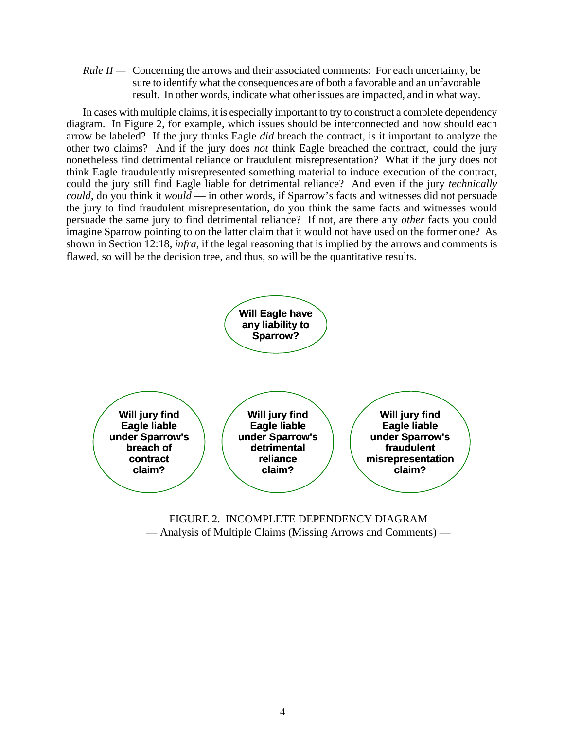*Rule II* — Concerning the arrows and their associated comments: For each uncertainty, be sure to identify what the consequences are of both a favorable and an unfavorable result. In other words, indicate what other issues are impacted, and in what way.

In cases with multiple claims, it is especially important to try to construct a complete dependency diagram. In Figure 2, for example, which issues should be interconnected and how should each arrow be labeled? If the jury thinks Eagle *did* breach the contract, is it important to analyze the other two claims? And if the jury does *not* think Eagle breached the contract, could the jury nonetheless find detrimental reliance or fraudulent misrepresentation? What if the jury does not think Eagle fraudulently misrepresented something material to induce execution of the contract, could the jury still find Eagle liable for detrimental reliance? And even if the jury *technically could*, do you think it *would* — in other words, if Sparrow's facts and witnesses did not persuade the jury to find fraudulent misrepresentation, do you think the same facts and witnesses would persuade the same jury to find detrimental reliance? If not, are there any *other* facts you could imagine Sparrow pointing to on the latter claim that it would not have used on the former one? As shown in Section 12:18, *infra*, if the legal reasoning that is implied by the arrows and comments is flawed, so will be the decision tree, and thus, so will be the quantitative results.

**Will Eagle have any liability to Sparrow?**

**Will jury find Eagle liable under Sparrow's breach of contract claim?**

**Will jury find Eagle liable under Sparrow's detrimental reliance claim?**

**Will jury find Eagle liable under Sparrow's fraudulent misrepresentation claim?**

FIGURE 2. INCOMPLETE DEPENDENCY DIAGRAM
— Analysis of Multiple Claims (Missing Arrows and Comments) —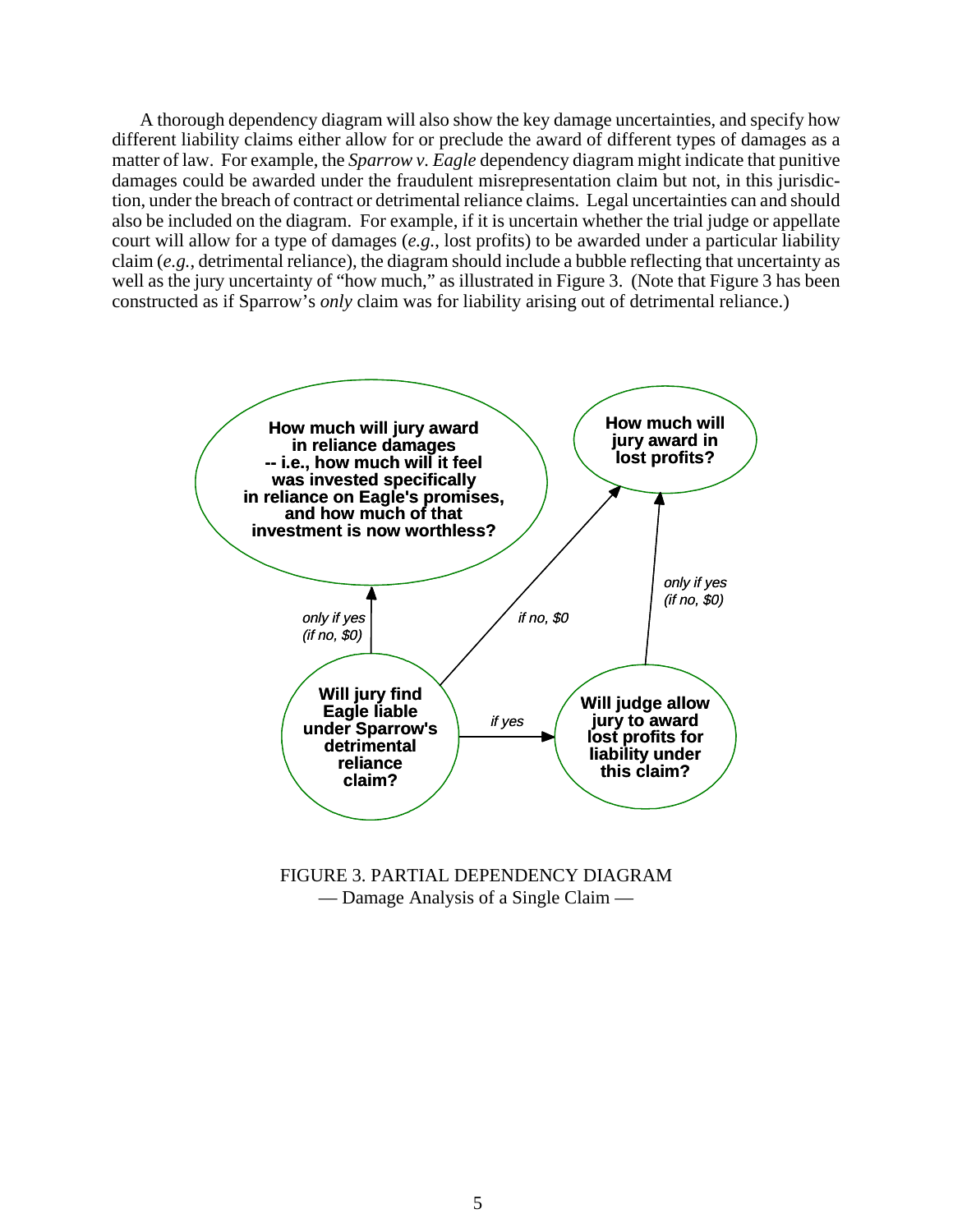A thorough dependency diagram will also show the key damage uncertainties, and specify how different liability claims either allow for or preclude the award of different types of damages as a matter of law. For example, the *Sparrow v. Eagle* dependency diagram might indicate that punitive damages could be awarded under the fraudulent misrepresentation claim but not, in this jurisdiction, under the breach of contract or detrimental reliance claims. Legal uncertainties can and should also be included on the diagram. For example, if it is uncertain whether the trial judge or appellate court will allow for a type of damages (*e.g.*, lost profits) to be awarded under a particular liability claim (*e.g.*, detrimental reliance), the diagram should include a bubble reflecting that uncertainty as well as the jury uncertainty of "how much," as illustrated in Figure 3. (Note that Figure 3 has been constructed as if Sparrow's *only* claim was for liability arising out of detrimental reliance.)

**How much will jury award in reliance damages -- i.e., how much will it feel was invested specifically in reliance on Eagle's promises, and how much of that investment is now worthless?**

**How much will jury award in lost profits?**

*only if yes (if no, $0)*

*if no, $0*

*only if yes (if no, $0)*

**Will jury find Eagle liable under Sparrow's detrimental reliance claim?**

*if yes*

**Will judge allow jury to award lost profits for liability under this claim?**

FIGURE 3. PARTIAL DEPENDENCY DIAGRAM
— Damage Analysis of a Single Claim —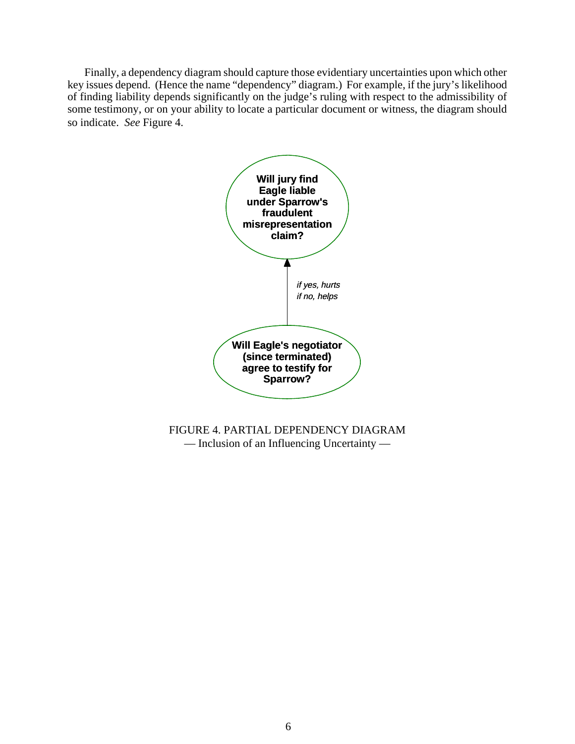Finally, a dependency diagram should capture those evidentiary uncertainties upon which other key issues depend. (Hence the name "dependency" diagram.) For example, if the jury's likelihood of finding liability depends significantly on the judge's ruling with respect to the admissibility of some testimony, or on your ability to locate a particular document or witness, the diagram should so indicate. *See* Figure 4.

**Will jury find Eagle liable under Sparrow's fraudulent misrepresentation claim?**

*if yes, hurts*
*if no, helps*

**Will Eagle's negotiator (since terminated) agree to testify for Sparrow?**

FIGURE 4. PARTIAL DEPENDENCY DIAGRAM
— Inclusion of an Influencing Uncertainty —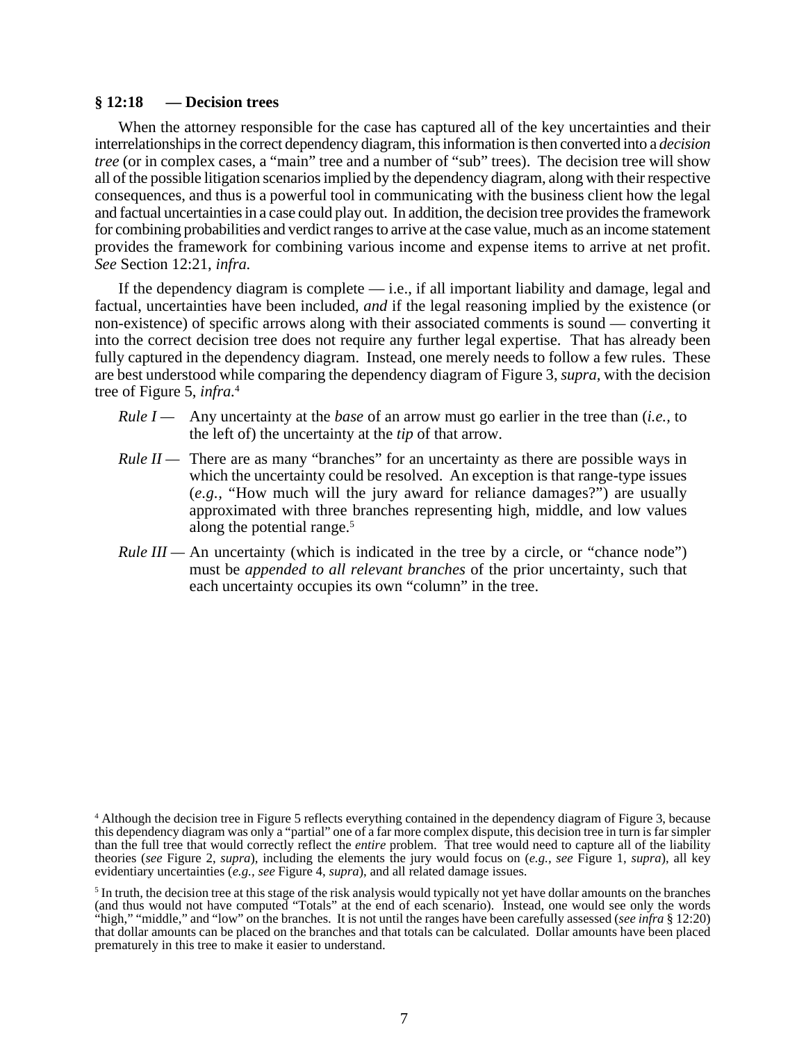**§ 12:18 — Decision trees**

When the attorney responsible for the case has captured all of the key uncertainties and their interrelationships in the correct dependency diagram, this information is then converted into a *decision tree* (or in complex cases, a "main" tree and a number of "sub" trees). The decision tree will show all of the possible litigation scenarios implied by the dependency diagram, along with their respective consequences, and thus is a powerful tool in communicating with the business client how the legal and factual uncertainties in a case could play out. In addition, the decision tree provides the framework for combining probabilities and verdict ranges to arrive at the case value, much as an income statement provides the framework for combining various income and expense items to arrive at net profit. *See* Section 12:21, *infra.*

If the dependency diagram is complete — i.e., if all important liability and damage, legal and factual, uncertainties have been included, *and* if the legal reasoning implied by the existence (or non-existence) of specific arrows along with their associated comments is sound — converting it into the correct decision tree does not require any further legal expertise. That has already been fully captured in the dependency diagram. Instead, one merely needs to follow a few rules. These are best understood while comparing the dependency diagram of Figure 3, *supra,* with the decision tree of Figure 5, *infra.*[4]

*Rule I* — Any uncertainty at the *base* of an arrow must go earlier in the tree than (*i.e.,* to the left of) the uncertainty at the *tip* of that arrow.

*Rule II* — There are as many "branches" for an uncertainty as there are possible ways in which the uncertainty could be resolved. An exception is that range-type issues (*e.g.,* "How much will the jury award for reliance damages?") are usually approximated with three branches representing high, middle, and low values along the potential range.[5]

*Rule III* — An uncertainty (which is indicated in the tree by a circle, or "chance node") must be *appended to all relevant branches* of the prior uncertainty, such that each uncertainty occupies its own "column" in the tree.

---

[4] Although the decision tree in Figure 5 reflects everything contained in the dependency diagram of Figure 3, because this dependency diagram was only a "partial" one of a far more complex dispute, this decision tree in turn is far simpler than the full tree that would correctly reflect the *entire* problem. That tree would need to capture all of the liability theories (*see* Figure 2, *supra*), including the elements the jury would focus on (*e.g., see* Figure 1, *supra*), all key evidentiary uncertainties (*e.g., see* Figure 4, *supra*), and all related damage issues.

[5] In truth, the decision tree at this stage of the risk analysis would typically not yet have dollar amounts on the branches (and thus would not have computed "Totals" at the end of each scenario). Instead, one would see only the words "high," "middle," and "low" on the branches. It is not until the ranges have been carefully assessed (*see infra* § 12:20) that dollar amounts can be placed on the branches and that totals can be calculated. Dollar amounts have been placed prematurely in this tree to make it easier to understand.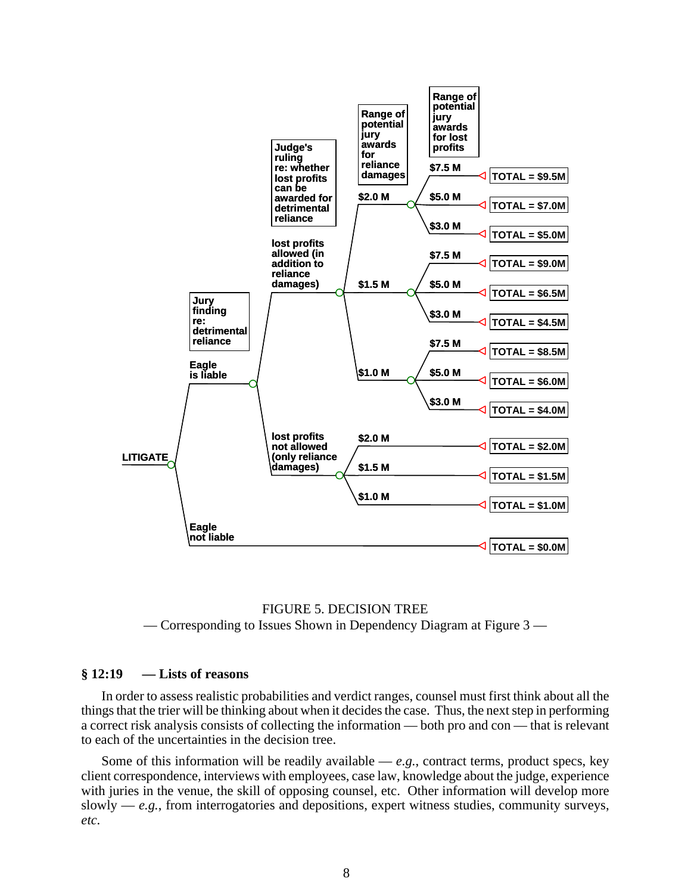LITIGATE

- Eagle is liable
  - Jury finding re: detrimental reliance
    - Judge's ruling re: whether lost profits can be awarded for detrimental reliance
      - lost profits allowed (in addition to reliance damages)
        - Range of potential jury awards for reliance damages
          - $2.0 M
            - Range of potential jury awards for lost profits
              - $7.5 M — TOTAL = $9.5M
              - $5.0 M — TOTAL = $7.0M
              - $3.0 M — TOTAL = $5.0M
          - $1.5 M
            - $7.5 M — TOTAL = $9.0M
            - $5.0 M — TOTAL = $6.5M
            - $3.0 M — TOTAL = $4.5M
          - $1.0 M
            - $7.5 M — TOTAL = $8.5M
            - $5.0 M — TOTAL = $6.0M
            - $3.0 M — TOTAL = $4.0M
      - lost profits not allowed (only reliance damages)
        - $2.0 M — TOTAL = $2.0M
        - $1.5 M — TOTAL = $1.5M
        - $1.0 M — TOTAL = $1.0M
- Eagle not liable — TOTAL = $0.0M

FIGURE 5. DECISION TREE

— Corresponding to Issues Shown in Dependency Diagram at Figure 3 —

### § 12:19 — Lists of reasons

In order to assess realistic probabilities and verdict ranges, counsel must first think about all the things that the trier will be thinking about when it decides the case. Thus, the next step in performing a correct risk analysis consists of collecting the information — both pro and con — that is relevant to each of the uncertainties in the decision tree.

Some of this information will be readily available — *e.g.*, contract terms, product specs, key client correspondence, interviews with employees, case law, knowledge about the judge, experience with juries in the venue, the skill of opposing counsel, etc. Other information will develop more slowly — *e.g.*, from interrogatories and depositions, expert witness studies, community surveys, *etc.*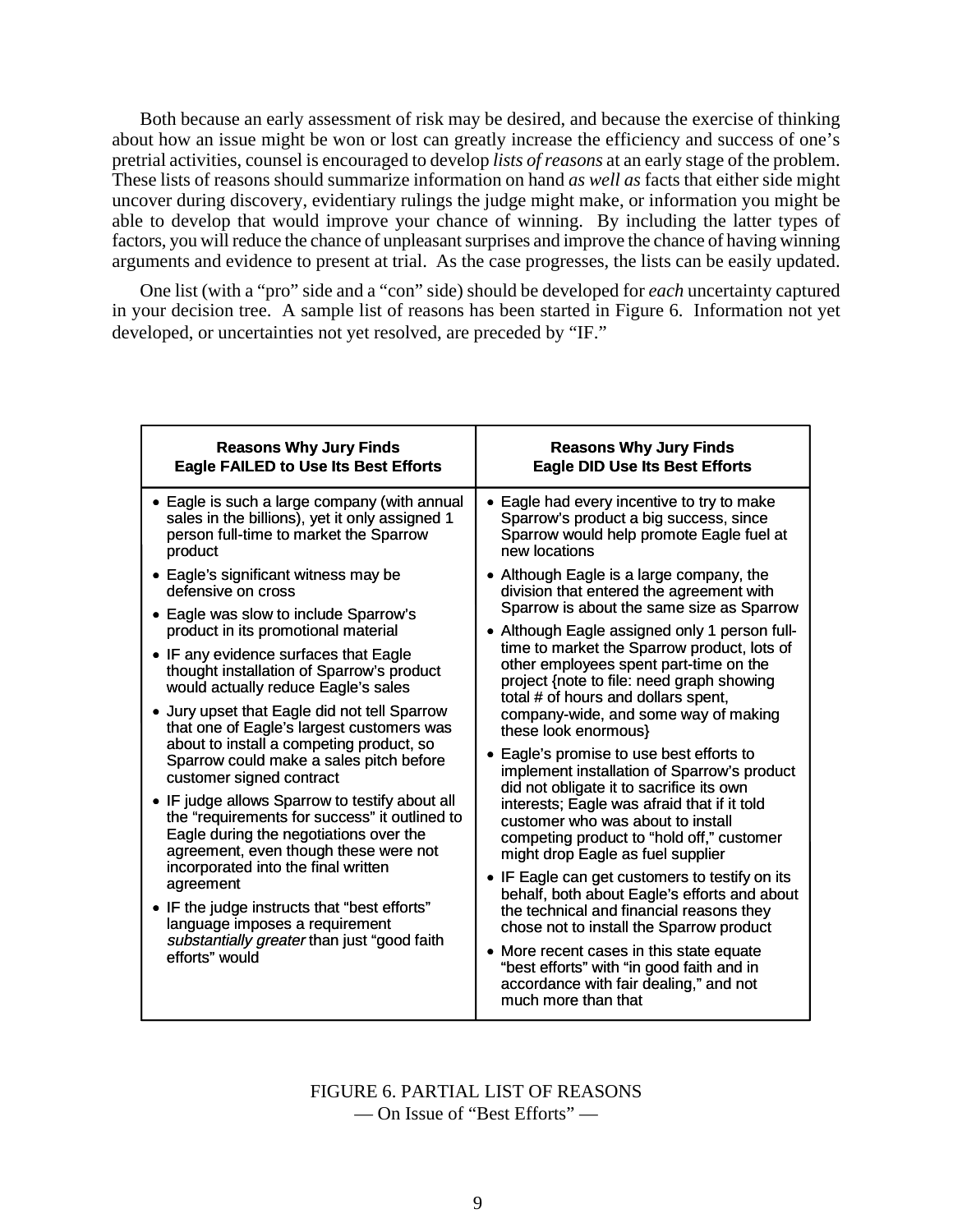Both because an early assessment of risk may be desired, and because the exercise of thinking about how an issue might be won or lost can greatly increase the efficiency and success of one's pretrial activities, counsel is encouraged to develop *lists of reasons* at an early stage of the problem. These lists of reasons should summarize information on hand *as well as* facts that either side might uncover during discovery, evidentiary rulings the judge might make, or information you might be able to develop that would improve your chance of winning. By including the latter types of factors, you will reduce the chance of unpleasant surprises and improve the chance of having winning arguments and evidence to present at trial. As the case progresses, the lists can be easily updated.

One list (with a "pro" side and a "con" side) should be developed for *each* uncertainty captured in your decision tree. A sample list of reasons has been started in Figure 6. Information not yet developed, or uncertainties not yet resolved, are preceded by "IF."

| **Reasons Why Jury Finds Eagle FAILED to Use Its Best Efforts** | **Reasons Why Jury Finds Eagle DID Use Its Best Efforts** |
|---|---|
| • Eagle is such a large company (with annual sales in the billions), yet it only assigned 1 person full-time to market the Sparrow product<br>• Eagle's significant witness may be defensive on cross<br>• Eagle was slow to include Sparrow's product in its promotional material<br>• IF any evidence surfaces that Eagle thought installation of Sparrow's product would actually reduce Eagle's sales<br>• Jury upset that Eagle did not tell Sparrow that one of Eagle's largest customers was about to install a competing product, so Sparrow could make a sales pitch before customer signed contract<br>• IF judge allows Sparrow to testify about all the "requirements for success" it outlined to Eagle during the negotiations over the agreement, even though these were not incorporated into the final written agreement<br>• IF the judge instructs that "best efforts" language imposes a requirement *substantially greater* than just "good faith efforts" would | • Eagle had every incentive to try to make Sparrow's product a big success, since Sparrow would help promote Eagle fuel at new locations<br>• Although Eagle is a large company, the division that entered the agreement with Sparrow is about the same size as Sparrow<br>• Although Eagle assigned only 1 person full-time to market the Sparrow product, lots of other employees spent part-time on the project {note to file: need graph showing total # of hours and dollars spent, company-wide, and some way of making these look enormous}<br>• Eagle's promise to use best efforts to implement installation of Sparrow's product did not obligate it to sacrifice its own interests; Eagle was afraid that if it told customer who was about to install competing product to "hold off," customer might drop Eagle as fuel supplier<br>• IF Eagle can get customers to testify on its behalf, both about Eagle's efforts and about the technical and financial reasons they chose not to install the Sparrow product<br>• More recent cases in this state equate "best efforts" with "in good faith and in accordance with fair dealing," and not much more than that |

FIGURE 6. PARTIAL LIST OF REASONS
— On Issue of "Best Efforts" —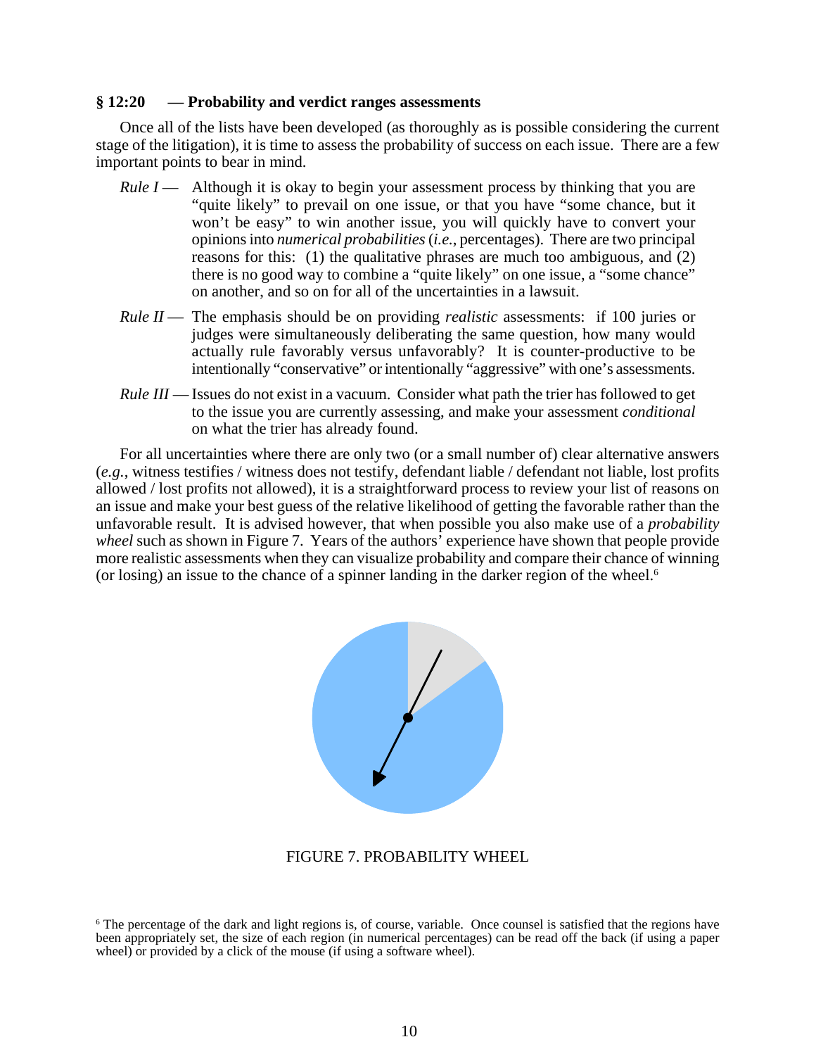### § 12:20 — Probability and verdict ranges assessments

Once all of the lists have been developed (as thoroughly as is possible considering the current stage of the litigation), it is time to assess the probability of success on each issue. There are a few important points to bear in mind.

- *Rule I* — Although it is okay to begin your assessment process by thinking that you are "quite likely" to prevail on one issue, or that you have "some chance, but it won't be easy" to win another issue, you will quickly have to convert your opinions into *numerical probabilities* (*i.e.*, percentages). There are two principal reasons for this: (1) the qualitative phrases are much too ambiguous, and (2) there is no good way to combine a "quite likely" on one issue, a "some chance" on another, and so on for all of the uncertainties in a lawsuit.
- *Rule II* — The emphasis should be on providing *realistic* assessments: if 100 juries or judges were simultaneously deliberating the same question, how many would actually rule favorably versus unfavorably? It is counter-productive to be intentionally "conservative" or intentionally "aggressive" with one's assessments.
- *Rule III* — Issues do not exist in a vacuum. Consider what path the trier has followed to get to the issue you are currently assessing, and make your assessment *conditional* on what the trier has already found.

For all uncertainties where there are only two (or a small number of) clear alternative answers (*e.g.*, witness testifies / witness does not testify, defendant liable / defendant not liable, lost profits allowed / lost profits not allowed), it is a straightforward process to review your list of reasons on an issue and make your best guess of the relative likelihood of getting the favorable rather than the unfavorable result. It is advised however, that when possible you also make use of a *probability wheel* such as shown in Figure 7. Years of the authors' experience have shown that people provide more realistic assessments when they can visualize probability and compare their chance of winning (or losing) an issue to the chance of a spinner landing in the darker region of the wheel.[6]

FIGURE 7. PROBABILITY WHEEL

[6] The percentage of the dark and light regions is, of course, variable. Once counsel is satisfied that the regions have been appropriately set, the size of each region (in numerical percentages) can be read off the back (if using a paper wheel) or provided by a click of the mouse (if using a software wheel).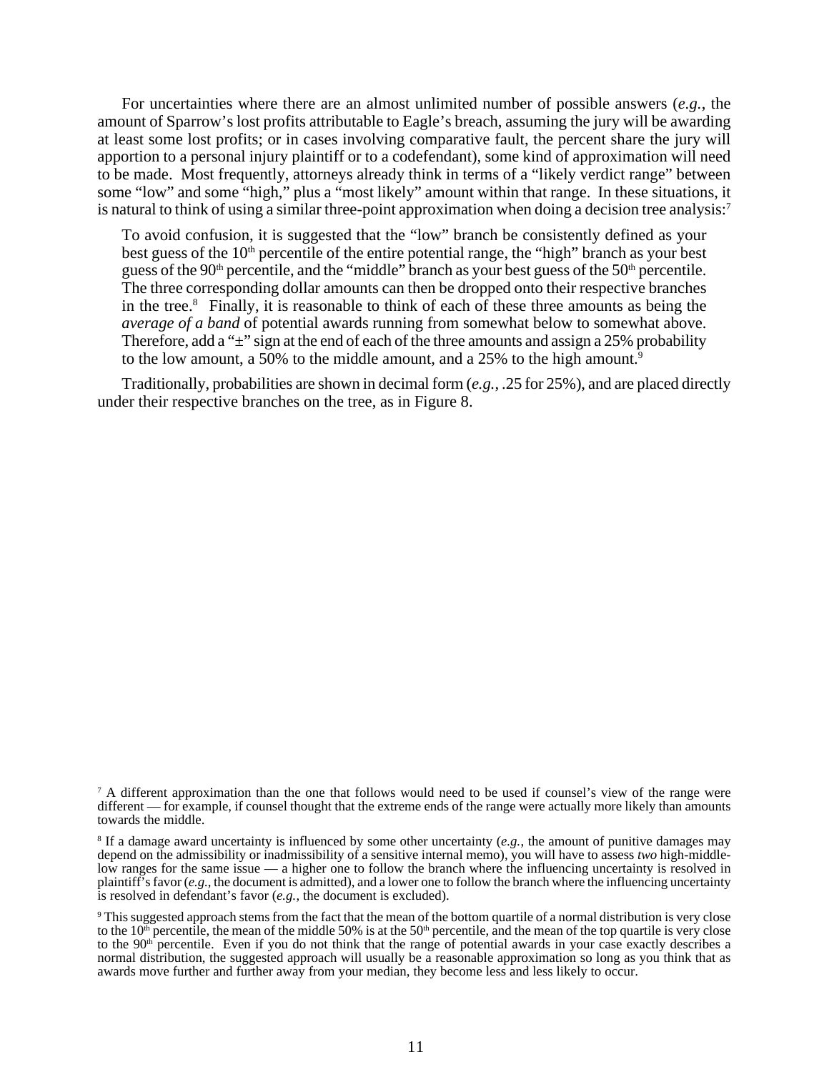For uncertainties where there are an almost unlimited number of possible answers (*e.g.*, the amount of Sparrow's lost profits attributable to Eagle's breach, assuming the jury will be awarding at least some lost profits; or in cases involving comparative fault, the percent share the jury will apportion to a personal injury plaintiff or to a codefendant), some kind of approximation will need to be made. Most frequently, attorneys already think in terms of a "likely verdict range" between some "low" and some "high," plus a "most likely" amount within that range. In these situations, it is natural to think of using a similar three-point approximation when doing a decision tree analysis:[7]

> To avoid confusion, it is suggested that the "low" branch be consistently defined as your best guess of the 10th percentile of the entire potential range, the "high" branch as your best guess of the 90th percentile, and the "middle" branch as your best guess of the 50th percentile. The three corresponding dollar amounts can then be dropped onto their respective branches in the tree.[8] Finally, it is reasonable to think of each of these three amounts as being the *average of a band* of potential awards running from somewhat below to somewhat above. Therefore, add a "±" sign at the end of each of the three amounts and assign a 25% probability to the low amount, a 50% to the middle amount, and a 25% to the high amount.[9]

Traditionally, probabilities are shown in decimal form (*e.g.*, .25 for 25%), and are placed directly under their respective branches on the tree, as in Figure 8.

---

[7] A different approximation than the one that follows would need to be used if counsel's view of the range were different — for example, if counsel thought that the extreme ends of the range were actually more likely than amounts towards the middle.

[8] If a damage award uncertainty is influenced by some other uncertainty (*e.g.*, the amount of punitive damages may depend on the admissibility or inadmissibility of a sensitive internal memo), you will have to assess *two* high-middle-low ranges for the same issue — a higher one to follow the branch where the influencing uncertainty is resolved in plaintiff's favor (*e.g.*, the document is admitted), and a lower one to follow the branch where the influencing uncertainty is resolved in defendant's favor (*e.g.*, the document is excluded).

[9] This suggested approach stems from the fact that the mean of the bottom quartile of a normal distribution is very close to the 10th percentile, the mean of the middle 50% is at the 50th percentile, and the mean of the top quartile is very close to the 90th percentile. Even if you do not think that the range of potential awards in your case exactly describes a normal distribution, the suggested approach will usually be a reasonable approximation so long as you think that as awards move further and further away from your median, they become less and less likely to occur.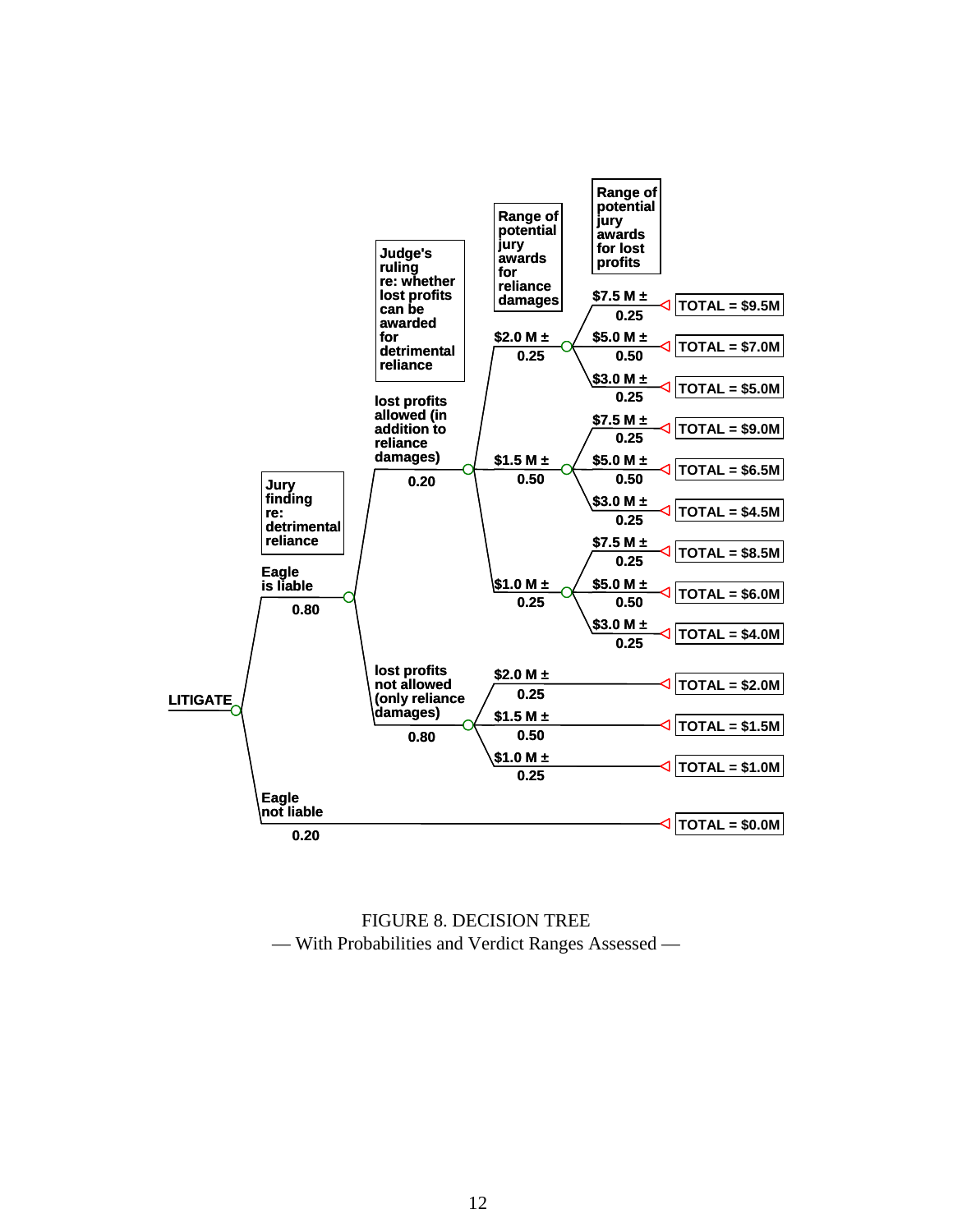- **LITIGATE**
  - **Jury finding re: detrimental reliance**
    - Eagle is liable — 0.80
      - **Judge's ruling re: whether lost profits can be awarded for detrimental reliance**
        - lost profits allowed (in addition to reliance damages) — 0.20
          - **Range of potential jury awards for reliance damages**
            - $2.0 M ± — 0.25
              - **Range of potential jury awards for lost profits**
                - $7.5 M ± — 0.25 → TOTAL = $9.5M
                - $5.0 M ± — 0.50 → TOTAL = $7.0M
                - $3.0 M ± — 0.25 → TOTAL = $5.0M
            - $1.5 M ± — 0.50
              - $7.5 M ± — 0.25 → TOTAL = $9.0M
              - $5.0 M ± — 0.50 → TOTAL = $6.5M
              - $3.0 M ± — 0.25 → TOTAL = $4.5M
            - $1.0 M ± — 0.25
              - $7.5 M ± — 0.25 → TOTAL = $8.5M
              - $5.0 M ± — 0.50 → TOTAL = $6.0M
              - $3.0 M ± — 0.25 → TOTAL = $4.0M
        - lost profits not allowed (only reliance damages) — 0.80
          - $2.0 M ± — 0.25 → TOTAL = $2.0M
          - $1.5 M ± — 0.50 → TOTAL = $1.5M
          - $1.0 M ± — 0.25 → TOTAL = $1.0M
    - Eagle not liable — 0.20 → TOTAL = $0.0M

FIGURE 8. DECISION TREE
— With Probabilities and Verdict Ranges Assessed —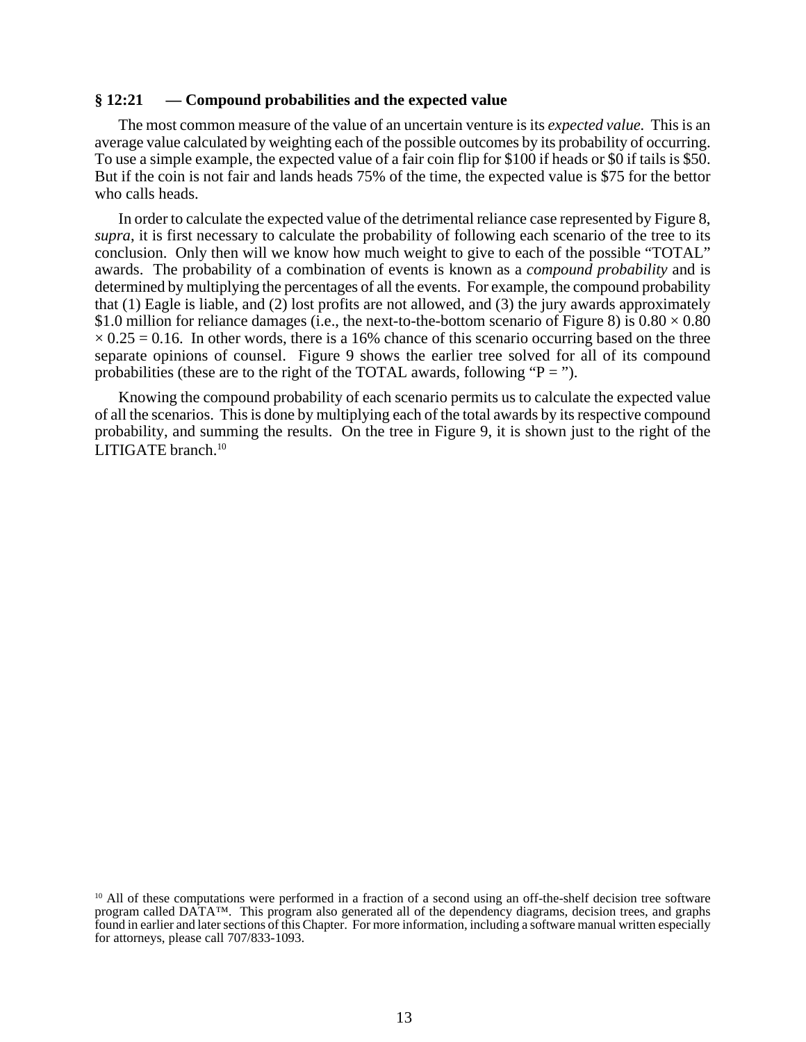### § 12:21 — Compound probabilities and the expected value

The most common measure of the value of an uncertain venture is its *expected value*. This is an average value calculated by weighting each of the possible outcomes by its probability of occurring. To use a simple example, the expected value of a fair coin flip for $100 if heads or $0 if tails is $50. But if the coin is not fair and lands heads 75% of the time, the expected value is $75 for the bettor who calls heads.

In order to calculate the expected value of the detrimental reliance case represented by Figure 8, *supra*, it is first necessary to calculate the probability of following each scenario of the tree to its conclusion. Only then will we know how much weight to give to each of the possible "TOTAL" awards. The probability of a combination of events is known as a *compound probability* and is determined by multiplying the percentages of all the events. For example, the compound probability that (1) Eagle is liable, and (2) lost profits are not allowed, and (3) the jury awards approximately $1.0 million for reliance damages (i.e., the next-to-the-bottom scenario of Figure 8) is $0.80 \times 0.80 \times 0.25 = 0.16$. In other words, there is a 16% chance of this scenario occurring based on the three separate opinions of counsel. Figure 9 shows the earlier tree solved for all of its compound probabilities (these are to the right of the TOTAL awards, following "P = ").

Knowing the compound probability of each scenario permits us to calculate the expected value of all the scenarios. This is done by multiplying each of the total awards by its respective compound probability, and summing the results. On the tree in Figure 9, it is shown just to the right of the LITIGATE branch.[10]

[10] All of these computations were performed in a fraction of a second using an off-the-shelf decision tree software program called DATA™. This program also generated all of the dependency diagrams, decision trees, and graphs found in earlier and later sections of this Chapter. For more information, including a software manual written especially for attorneys, please call 707/833-1093.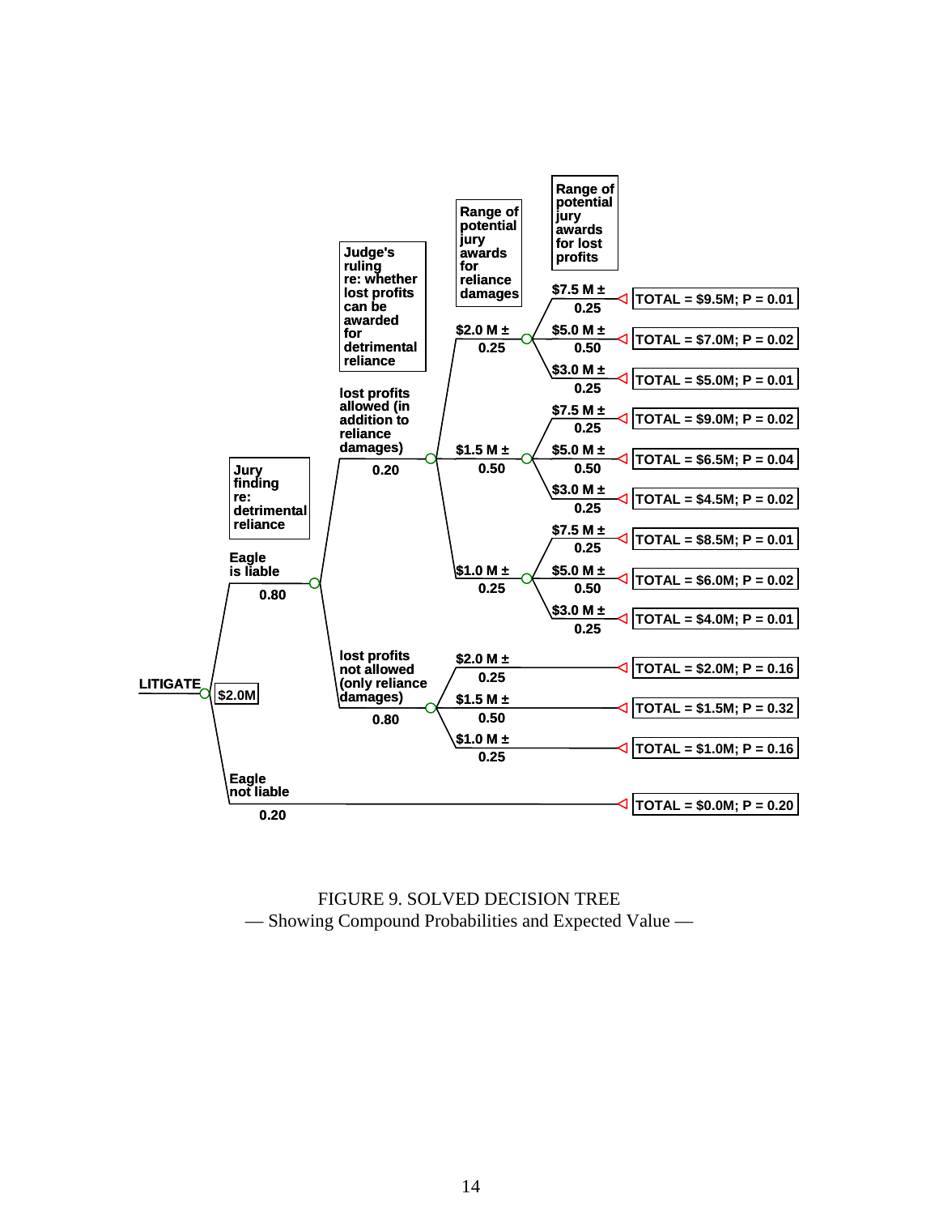LITIGATE — $2.0M

- **Jury finding re: detrimental reliance**
  - **Eagle is liable** — 0.80
    - **Judge's ruling re: whether lost profits can be awarded for detrimental reliance**
      - **lost profits allowed (in addition to reliance damages)** — 0.20
        - **Range of potential jury awards for reliance damages**
          - $2.0 M ± — 0.25
            - **Range of potential jury awards for lost profits**
              - $7.5 M ± — 0.25 → TOTAL = $9.5M; P = 0.01
              - $5.0 M ± — 0.50 → TOTAL = $7.0M; P = 0.02
              - $3.0 M ± — 0.25 → TOTAL = $5.0M; P = 0.01
          - $1.5 M ± — 0.50
            - $7.5 M ± — 0.25 → TOTAL = $9.0M; P = 0.02
            - $5.0 M ± — 0.50 → TOTAL = $6.5M; P = 0.04
            - $3.0 M ± — 0.25 → TOTAL = $4.5M; P = 0.02
          - $1.0 M ± — 0.25
            - $7.5 M ± — 0.25 → TOTAL = $8.5M; P = 0.01
            - $5.0 M ± — 0.50 → TOTAL = $6.0M; P = 0.02
            - $3.0 M ± — 0.25 → TOTAL = $4.0M; P = 0.01
      - **lost profits not allowed (only reliance damages)** — 0.80
        - $2.0 M ± — 0.25 → TOTAL = $2.0M; P = 0.16
        - $1.5 M ± — 0.50 → TOTAL = $1.5M; P = 0.32
        - $1.0 M ± — 0.25 → TOTAL = $1.0M; P = 0.16
  - **Eagle not liable** — 0.20 → TOTAL = $0.0M; P = 0.20

FIGURE 9. SOLVED DECISION TREE
— Showing Compound Probabilities and Expected Value —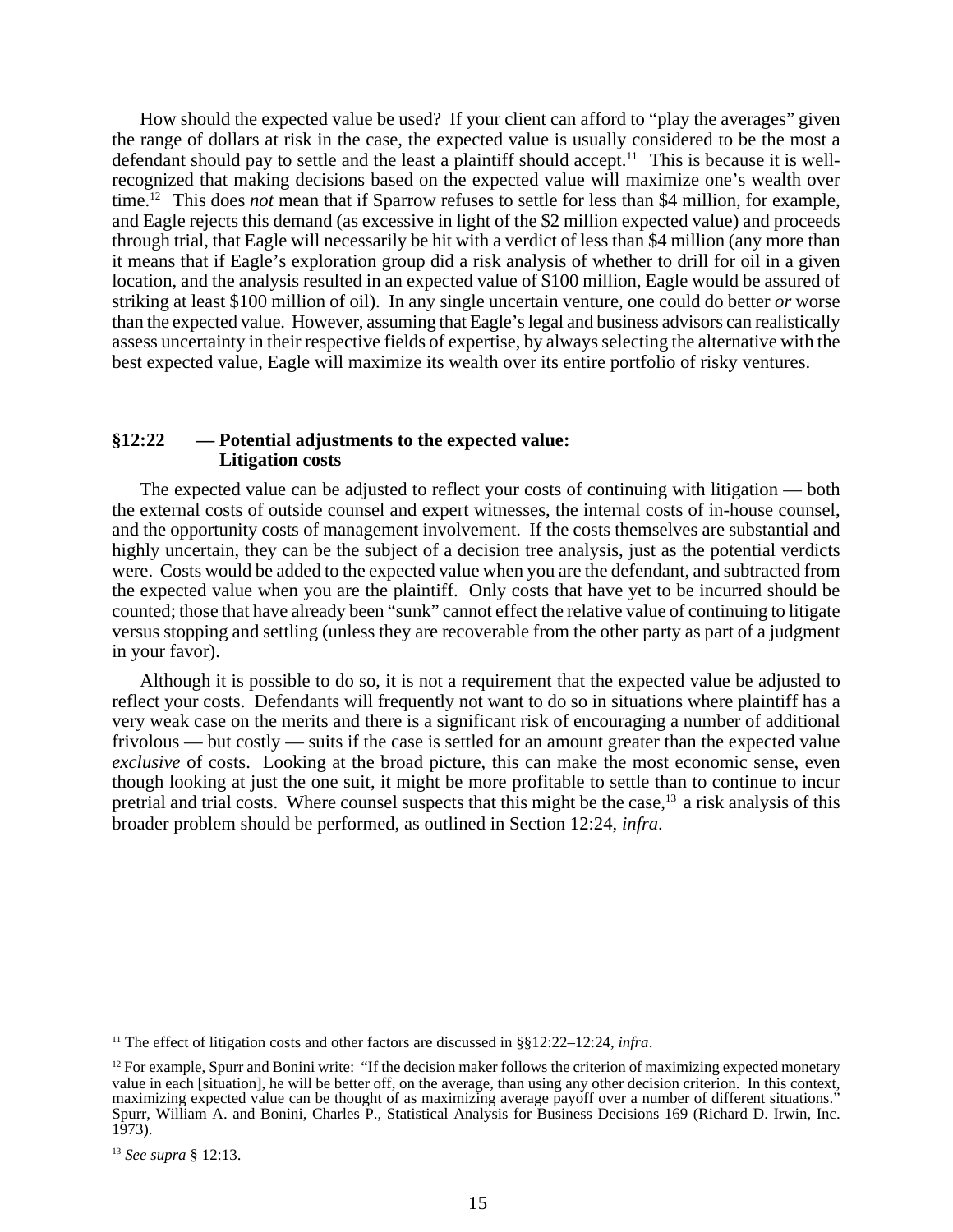How should the expected value be used? If your client can afford to "play the averages" given the range of dollars at risk in the case, the expected value is usually considered to be the most a defendant should pay to settle and the least a plaintiff should accept.[11] This is because it is well-recognized that making decisions based on the expected value will maximize one's wealth over time.[12] This does *not* mean that if Sparrow refuses to settle for less than $4 million, for example, and Eagle rejects this demand (as excessive in light of the $2 million expected value) and proceeds through trial, that Eagle will necessarily be hit with a verdict of less than $4 million (any more than it means that if Eagle's exploration group did a risk analysis of whether to drill for oil in a given location, and the analysis resulted in an expected value of $100 million, Eagle would be assured of striking at least $100 million of oil). In any single uncertain venture, one could do better *or* worse than the expected value. However, assuming that Eagle's legal and business advisors can realistically assess uncertainty in their respective fields of expertise, by always selecting the alternative with the best expected value, Eagle will maximize its wealth over its entire portfolio of risky ventures.

### §12:22 — Potential adjustments to the expected value: Litigation costs

The expected value can be adjusted to reflect your costs of continuing with litigation — both the external costs of outside counsel and expert witnesses, the internal costs of in-house counsel, and the opportunity costs of management involvement. If the costs themselves are substantial and highly uncertain, they can be the subject of a decision tree analysis, just as the potential verdicts were. Costs would be added to the expected value when you are the defendant, and subtracted from the expected value when you are the plaintiff. Only costs that have yet to be incurred should be counted; those that have already been "sunk" cannot effect the relative value of continuing to litigate versus stopping and settling (unless they are recoverable from the other party as part of a judgment in your favor).

Although it is possible to do so, it is not a requirement that the expected value be adjusted to reflect your costs. Defendants will frequently not want to do so in situations where plaintiff has a very weak case on the merits and there is a significant risk of encouraging a number of additional frivolous — but costly — suits if the case is settled for an amount greater than the expected value *exclusive* of costs. Looking at the broad picture, this can make the most economic sense, even though looking at just the one suit, it might be more profitable to settle than to continue to incur pretrial and trial costs. Where counsel suspects that this might be the case,[13] a risk analysis of this broader problem should be performed, as outlined in Section 12:24, *infra*.

---

[11] The effect of litigation costs and other factors are discussed in §§12:22–12:24, *infra*.

[12] For example, Spurr and Bonini write: "If the decision maker follows the criterion of maximizing expected monetary value in each [situation], he will be better off, on the average, than using any other decision criterion. In this context, maximizing expected value can be thought of as maximizing average payoff over a number of different situations." Spurr, William A. and Bonini, Charles P., Statistical Analysis for Business Decisions 169 (Richard D. Irwin, Inc. 1973).

[13] *See supra* § 12:13.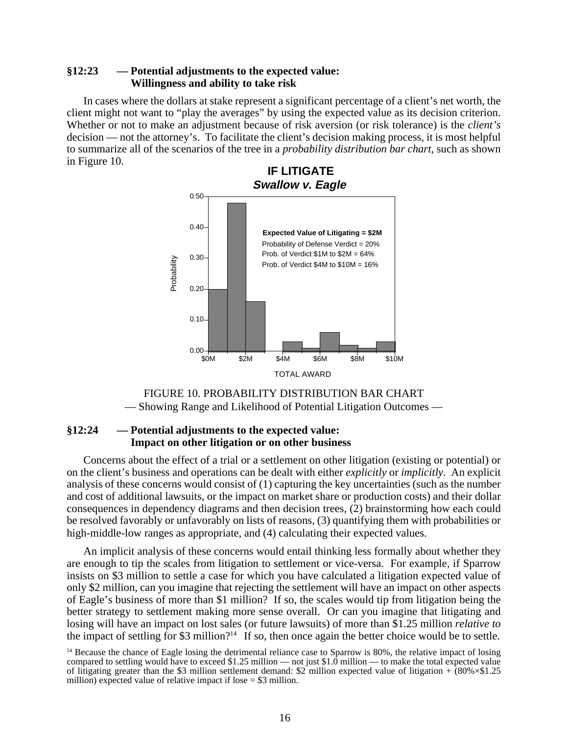### §12:23 — Potential adjustments to the expected value: Willingness and ability to take risk

In cases where the dollars at stake represent a significant percentage of a client's net worth, the client might not want to "play the averages" by using the expected value as its decision criterion. Whether or not to make an adjustment because of risk aversion (or risk tolerance) is the *client's* decision — not the attorney's. To facilitate the client's decision making process, it is most helpful to summarize all of the scenarios of the tree in a *probability distribution bar chart*, such as shown in Figure 10.

**IF LITIGATE**
***Swallow v. Eagle***

**Expected Value of Litigating = $2M**
Probability of Defense Verdict = 20%
Prob. of Verdict $1M to $2M = 64%
Prob. of Verdict $4M to $10M = 16%

FIGURE 10. PROBABILITY DISTRIBUTION BAR CHART
— Showing Range and Likelihood of Potential Litigation Outcomes —

### §12:24 — Potential adjustments to the expected value: Impact on other litigation or on other business

Concerns about the effect of a trial or a settlement on other litigation (existing or potential) or on the client's business and operations can be dealt with either *explicitly* or *implicitly*. An explicit analysis of these concerns would consist of (1) capturing the key uncertainties (such as the number and cost of additional lawsuits, or the impact on market share or production costs) and their dollar consequences in dependency diagrams and then decision trees, (2) brainstorming how each could be resolved favorably or unfavorably on lists of reasons, (3) quantifying them with probabilities or high-middle-low ranges as appropriate, and (4) calculating their expected values.

An implicit analysis of these concerns would entail thinking less formally about whether they are enough to tip the scales from litigation to settlement or vice-versa. For example, if Sparrow insists on $3 million to settle a case for which you have calculated a litigation expected value of only $2 million, can you imagine that rejecting the settlement will have an impact on other aspects of Eagle's business of more than $1 million? If so, the scales would tip from litigation being the better strategy to settlement making more sense overall. Or can you imagine that litigating and losing will have an impact on lost sales (or future lawsuits) of more than $1.25 million *relative to* the impact of settling for $3 million?[14] If so, then once again the better choice would be to settle.

[14] Because the chance of Eagle losing the detrimental reliance case to Sparrow is 80%, the relative impact of losing compared to settling would have to exceed $1.25 million — not just $1.0 million — to make the total expected value of litigating greater than the $3 million settlement demand: $2 million expected value of litigation + (80%×$1.25 million) expected value of relative impact if lose = $3 million.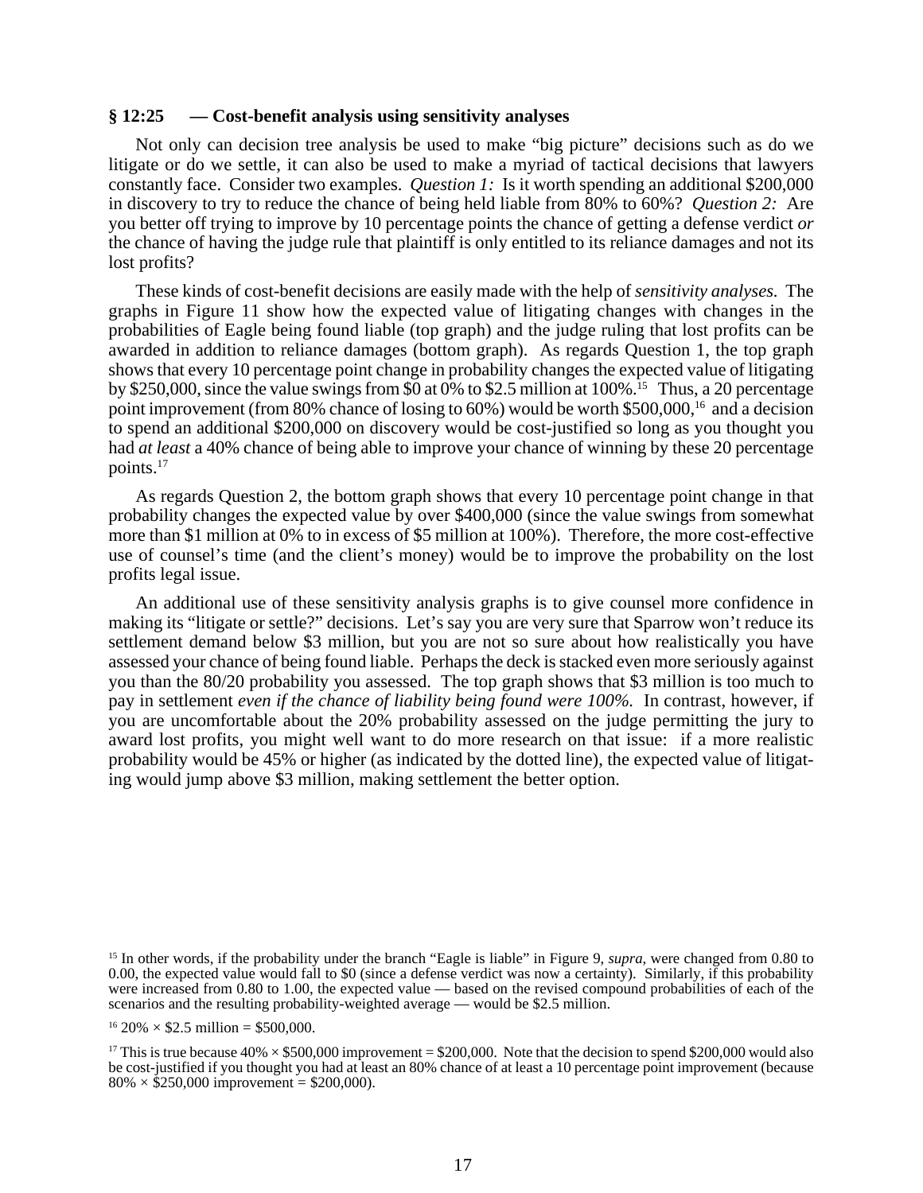### § 12:25 — Cost-benefit analysis using sensitivity analyses

Not only can decision tree analysis be used to make "big picture" decisions such as do we litigate or do we settle, it can also be used to make a myriad of tactical decisions that lawyers constantly face. Consider two examples. *Question 1:* Is it worth spending an additional $200,000 in discovery to try to reduce the chance of being held liable from 80% to 60%? *Question 2:* Are you better off trying to improve by 10 percentage points the chance of getting a defense verdict *or* the chance of having the judge rule that plaintiff is only entitled to its reliance damages and not its lost profits?

These kinds of cost-benefit decisions are easily made with the help of *sensitivity analyses.* The graphs in Figure 11 show how the expected value of litigating changes with changes in the probabilities of Eagle being found liable (top graph) and the judge ruling that lost profits can be awarded in addition to reliance damages (bottom graph). As regards Question 1, the top graph shows that every 10 percentage point change in probability changes the expected value of litigating by $250,000, since the value swings from $0 at 0% to $2.5 million at 100%.[15] Thus, a 20 percentage point improvement (from 80% chance of losing to 60%) would be worth $500,000,[16] and a decision to spend an additional $200,000 on discovery would be cost-justified so long as you thought you had *at least* a 40% chance of being able to improve your chance of winning by these 20 percentage points.[17]

As regards Question 2, the bottom graph shows that every 10 percentage point change in that probability changes the expected value by over $400,000 (since the value swings from somewhat more than $1 million at 0% to in excess of $5 million at 100%). Therefore, the more cost-effective use of counsel's time (and the client's money) would be to improve the probability on the lost profits legal issue.

An additional use of these sensitivity analysis graphs is to give counsel more confidence in making its "litigate or settle?" decisions. Let's say you are very sure that Sparrow won't reduce its settlement demand below $3 million, but you are not so sure about how realistically you have assessed your chance of being found liable. Perhaps the deck is stacked even more seriously against you than the 80/20 probability you assessed. The top graph shows that $3 million is too much to pay in settlement *even if the chance of liability being found were 100%.* In contrast, however, if you are uncomfortable about the 20% probability assessed on the judge permitting the jury to award lost profits, you might well want to do more research on that issue: if a more realistic probability would be 45% or higher (as indicated by the dotted line), the expected value of litigating would jump above $3 million, making settlement the better option.

---

[15] In other words, if the probability under the branch "Eagle is liable" in Figure 9, *supra*, were changed from 0.80 to 0.00, the expected value would fall to $0 (since a defense verdict was now a certainty). Similarly, if this probability were increased from 0.80 to 1.00, the expected value — based on the revised compound probabilities of each of the scenarios and the resulting probability-weighted average — would be $2.5 million.

[16] 20% × $2.5 million = $500,000.

[17] This is true because 40% × $500,000 improvement = $200,000. Note that the decision to spend $200,000 would also be cost-justified if you thought you had at least an 80% chance of at least a 10 percentage point improvement (because 80% × $250,000 improvement = $200,000).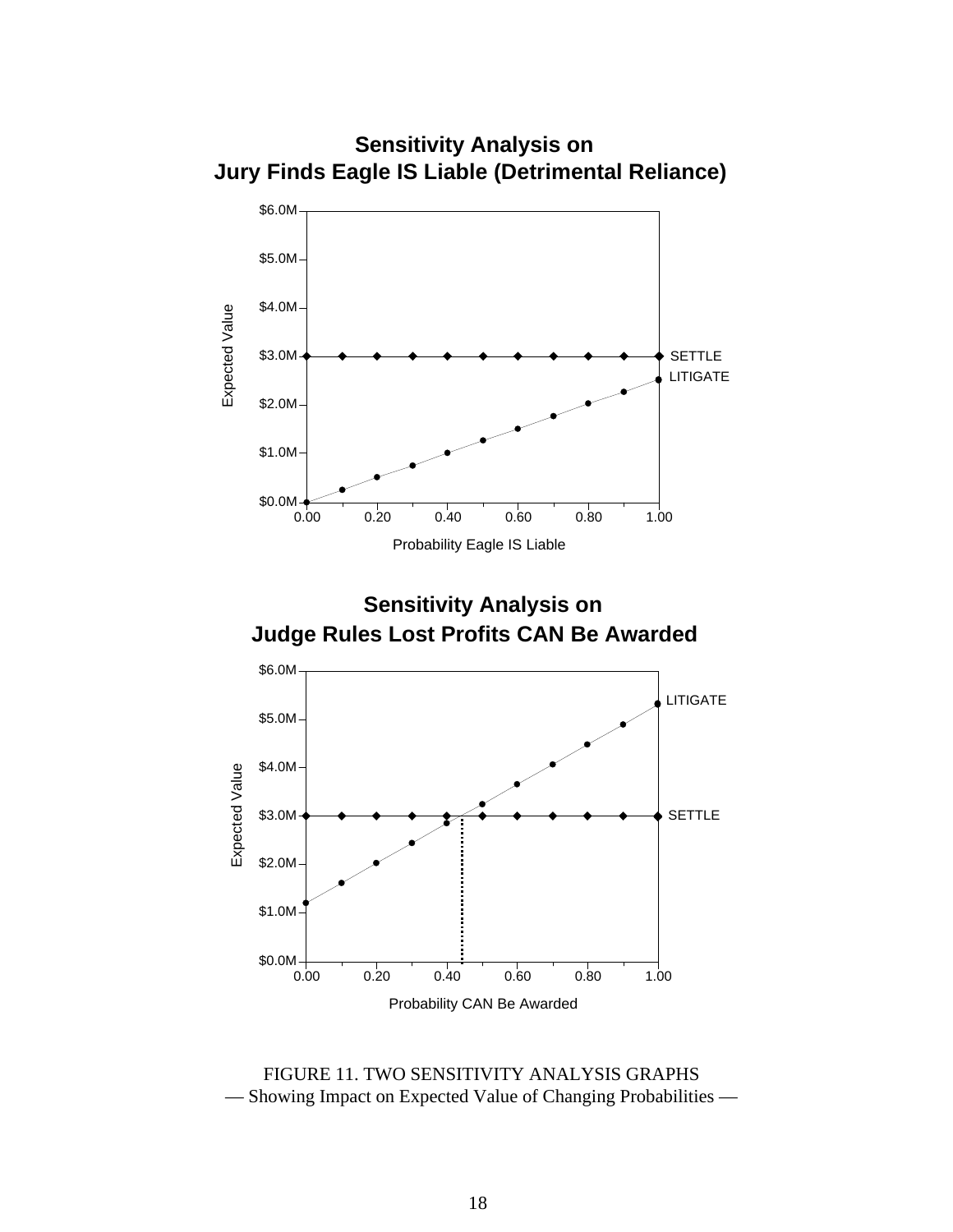**Sensitivity Analysis on**
**Jury Finds Eagle IS Liable (Detrimental Reliance)**

Expected Value

$6.0M
$5.0M
$4.0M
$3.0M
$2.0M
$1.0M
$0.0M

0.00 0.20 0.40 0.60 0.80 1.00

Probability Eagle IS Liable

SETTLE
LITIGATE

**Sensitivity Analysis on**
**Judge Rules Lost Profits CAN Be Awarded**

Expected Value

$6.0M
$5.0M
$4.0M
$3.0M
$2.0M
$1.0M
$0.0M

0.00 0.20 0.40 0.60 0.80 1.00

Probability CAN Be Awarded

LITIGATE
SETTLE

FIGURE 11. TWO SENSITIVITY ANALYSIS GRAPHS
— Showing Impact on Expected Value of Changing Probabilities —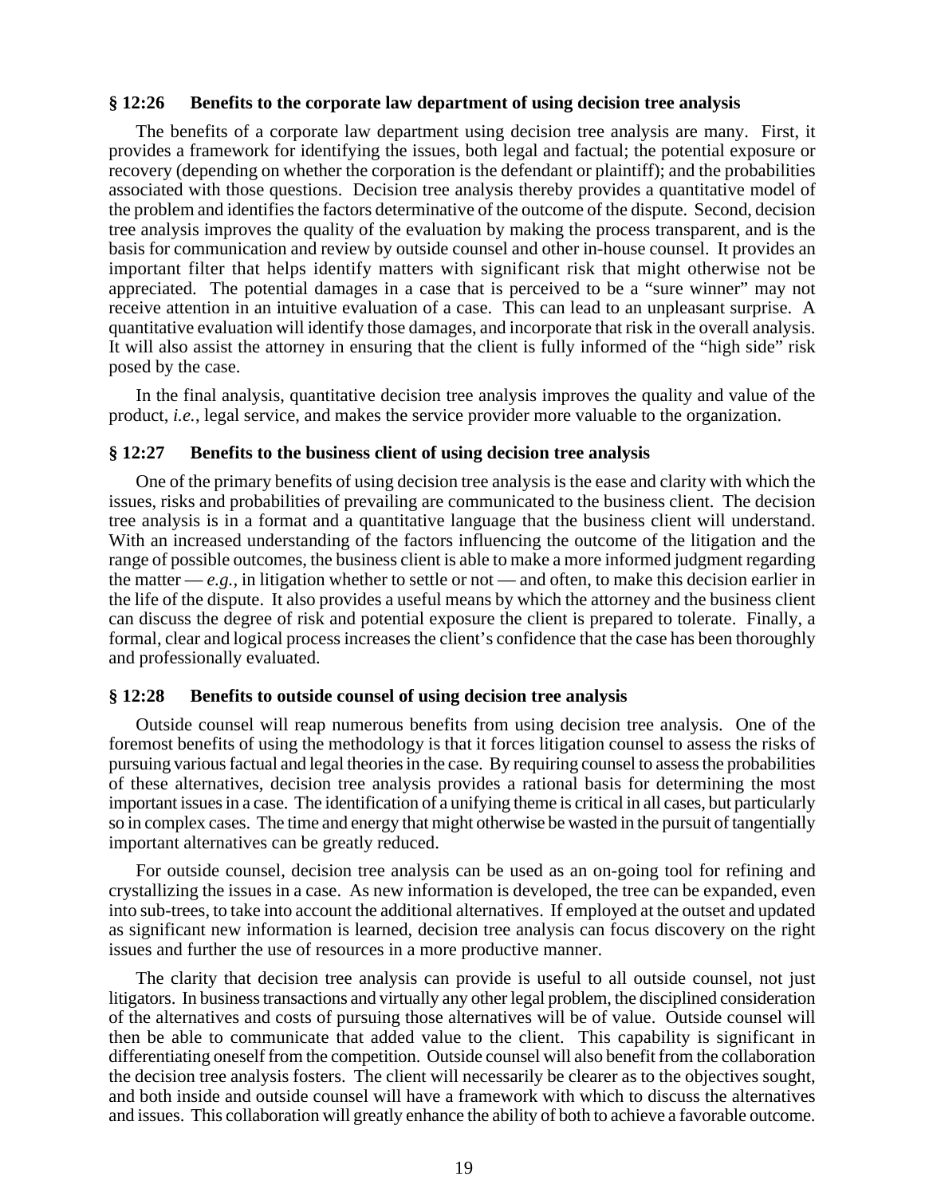### § 12:26 Benefits to the corporate law department of using decision tree analysis

The benefits of a corporate law department using decision tree analysis are many. First, it provides a framework for identifying the issues, both legal and factual; the potential exposure or recovery (depending on whether the corporation is the defendant or plaintiff); and the probabilities associated with those questions. Decision tree analysis thereby provides a quantitative model of the problem and identifies the factors determinative of the outcome of the dispute. Second, decision tree analysis improves the quality of the evaluation by making the process transparent, and is the basis for communication and review by outside counsel and other in-house counsel. It provides an important filter that helps identify matters with significant risk that might otherwise not be appreciated. The potential damages in a case that is perceived to be a "sure winner" may not receive attention in an intuitive evaluation of a case. This can lead to an unpleasant surprise. A quantitative evaluation will identify those damages, and incorporate that risk in the overall analysis. It will also assist the attorney in ensuring that the client is fully informed of the "high side" risk posed by the case.

In the final analysis, quantitative decision tree analysis improves the quality and value of the product, *i.e.*, legal service, and makes the service provider more valuable to the organization.

### § 12:27 Benefits to the business client of using decision tree analysis

One of the primary benefits of using decision tree analysis is the ease and clarity with which the issues, risks and probabilities of prevailing are communicated to the business client. The decision tree analysis is in a format and a quantitative language that the business client will understand. With an increased understanding of the factors influencing the outcome of the litigation and the range of possible outcomes, the business client is able to make a more informed judgment regarding the matter — *e.g.*, in litigation whether to settle or not — and often, to make this decision earlier in the life of the dispute. It also provides a useful means by which the attorney and the business client can discuss the degree of risk and potential exposure the client is prepared to tolerate. Finally, a formal, clear and logical process increases the client's confidence that the case has been thoroughly and professionally evaluated.

### § 12:28 Benefits to outside counsel of using decision tree analysis

Outside counsel will reap numerous benefits from using decision tree analysis. One of the foremost benefits of using the methodology is that it forces litigation counsel to assess the risks of pursuing various factual and legal theories in the case. By requiring counsel to assess the probabilities of these alternatives, decision tree analysis provides a rational basis for determining the most important issues in a case. The identification of a unifying theme is critical in all cases, but particularly so in complex cases. The time and energy that might otherwise be wasted in the pursuit of tangentially important alternatives can be greatly reduced.

For outside counsel, decision tree analysis can be used as an on-going tool for refining and crystallizing the issues in a case. As new information is developed, the tree can be expanded, even into sub-trees, to take into account the additional alternatives. If employed at the outset and updated as significant new information is learned, decision tree analysis can focus discovery on the right issues and further the use of resources in a more productive manner.

The clarity that decision tree analysis can provide is useful to all outside counsel, not just litigators. In business transactions and virtually any other legal problem, the disciplined consideration of the alternatives and costs of pursuing those alternatives will be of value. Outside counsel will then be able to communicate that added value to the client. This capability is significant in differentiating oneself from the competition. Outside counsel will also benefit from the collaboration the decision tree analysis fosters. The client will necessarily be clearer as to the objectives sought, and both inside and outside counsel will have a framework with which to discuss the alternatives and issues. This collaboration will greatly enhance the ability of both to achieve a favorable outcome.